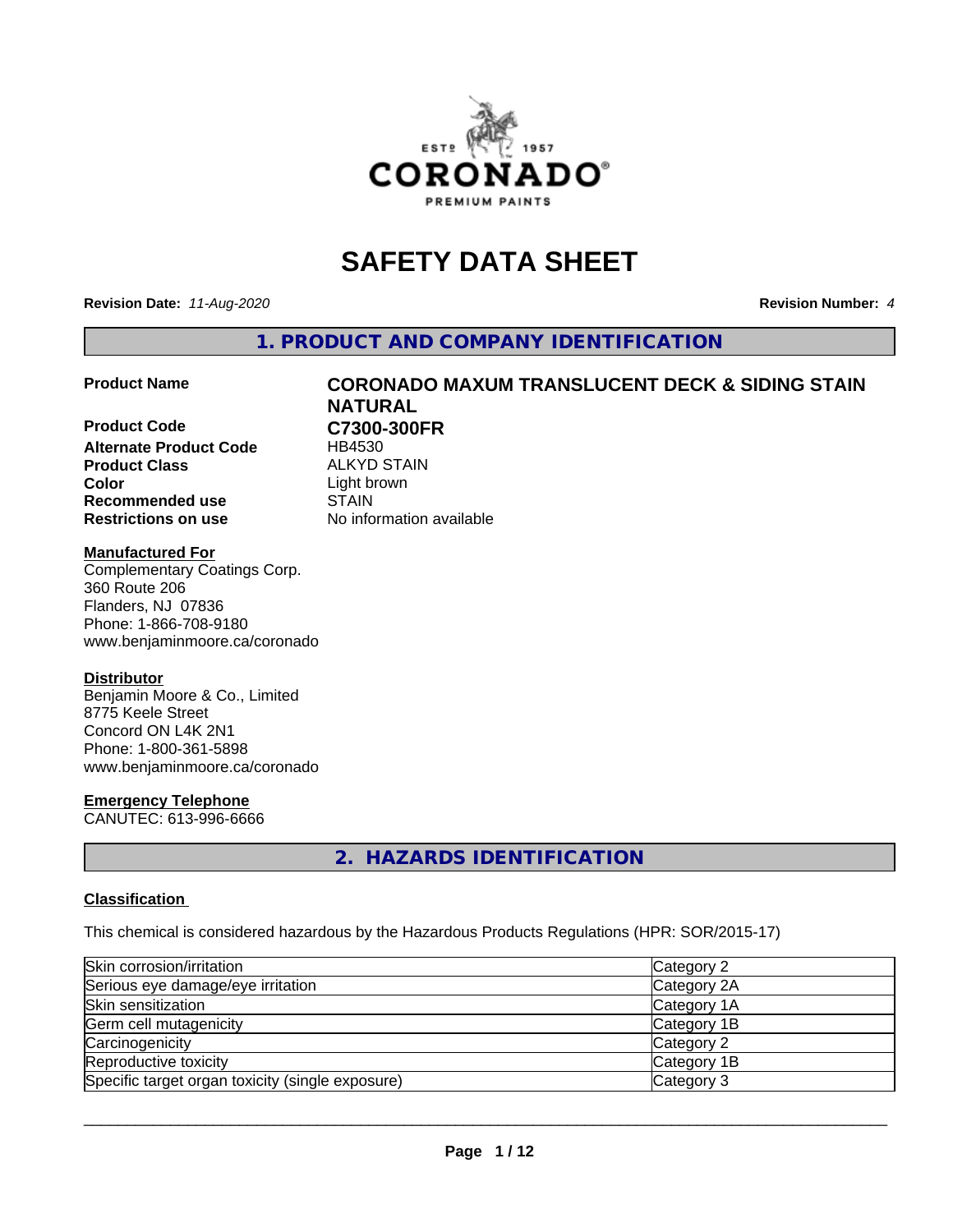# SAFETY DATA SHEET

**Revision Date:** *11-Aug-2020* **Revision Number:** *4*

## 1. PRODUCT AND COMPANY IDENTIFICATION

| | |
|---|---|
| **Product Name** | **CORONADO MAXUM TRANSLUCENT DECK & SIDING STAIN NATURAL** |
| **Product Code** | **C7300-300FR** |
| **Alternate Product Code** | HB4530 |
| **Product Class** | ALKYD STAIN |
| **Color** | Light brown |
| **Recommended use** | STAIN |
| **Restrictions on use** | No information available |

**Manufactured For**

Complementary Coatings Corp.
360 Route 206
Flanders, NJ 07836
Phone: 1-866-708-9180
www.benjaminmoore.ca/coronado

**Distributor**

Benjamin Moore & Co., Limited
8775 Keele Street
Concord ON L4K 2N1
Phone: 1-800-361-5898
www.benjaminmoore.ca/coronado

**Emergency Telephone**

CANUTEC: 613-996-6666

## 2. HAZARDS IDENTIFICATION

**Classification**

This chemical is considered hazardous by the Hazardous Products Regulations (HPR: SOR/2015-17)

| | |
|---|---|
| Skin corrosion/irritation | Category 2 |
| Serious eye damage/eye irritation | Category 2A |
| Skin sensitization | Category 1A |
| Germ cell mutagenicity | Category 1B |
| Carcinogenicity | Category 2 |
| Reproductive toxicity | Category 1B |
| Specific target organ toxicity (single exposure) | Category 3 |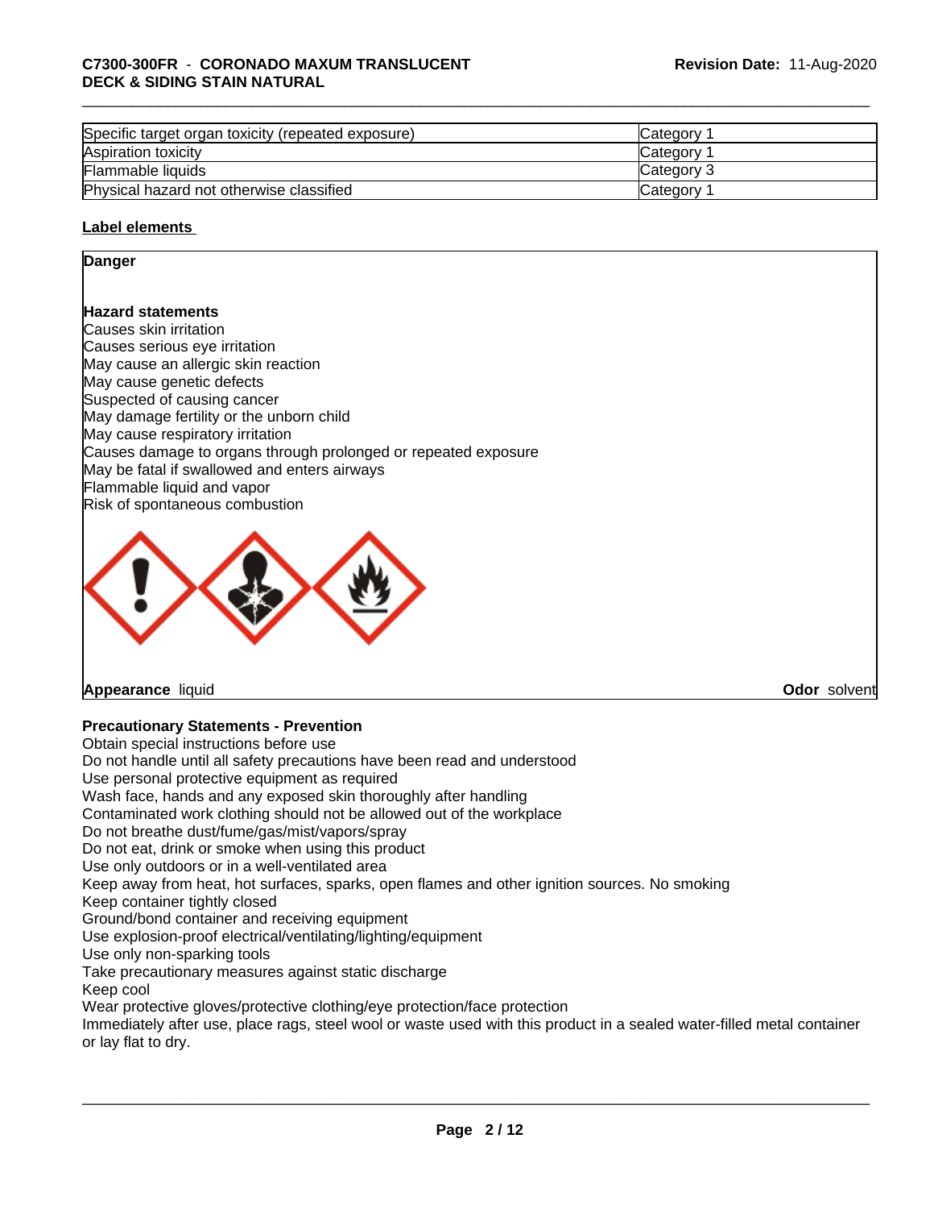| | |
|---|---|
| Specific target organ toxicity (repeated exposure) | Category 1 |
| Aspiration toxicity | Category 1 |
| Flammable liquids | Category 3 |
| Physical hazard not otherwise classified | Category 1 |

**Label elements**

**Danger**

**Hazard statements**

Causes skin irritation
Causes serious eye irritation
May cause an allergic skin reaction
May cause genetic defects
Suspected of causing cancer
May damage fertility or the unborn child
May cause respiratory irritation
Causes damage to organs through prolonged or repeated exposure
May be fatal if swallowed and enters airways
Flammable liquid and vapor
Risk of spontaneous combustion

**Appearance** liquid **Odor** solvent

**Precautionary Statements - Prevention**

Obtain special instructions before use
Do not handle until all safety precautions have been read and understood
Use personal protective equipment as required
Wash face, hands and any exposed skin thoroughly after handling
Contaminated work clothing should not be allowed out of the workplace
Do not breathe dust/fume/gas/mist/vapors/spray
Do not eat, drink or smoke when using this product
Use only outdoors or in a well-ventilated area
Keep away from heat, hot surfaces, sparks, open flames and other ignition sources. No smoking
Keep container tightly closed
Ground/bond container and receiving equipment
Use explosion-proof electrical/ventilating/lighting/equipment
Use only non-sparking tools
Take precautionary measures against static discharge
Keep cool
Wear protective gloves/protective clothing/eye protection/face protection
Immediately after use, place rags, steel wool or waste used with this product in a sealed water-filled metal container or lay flat to dry.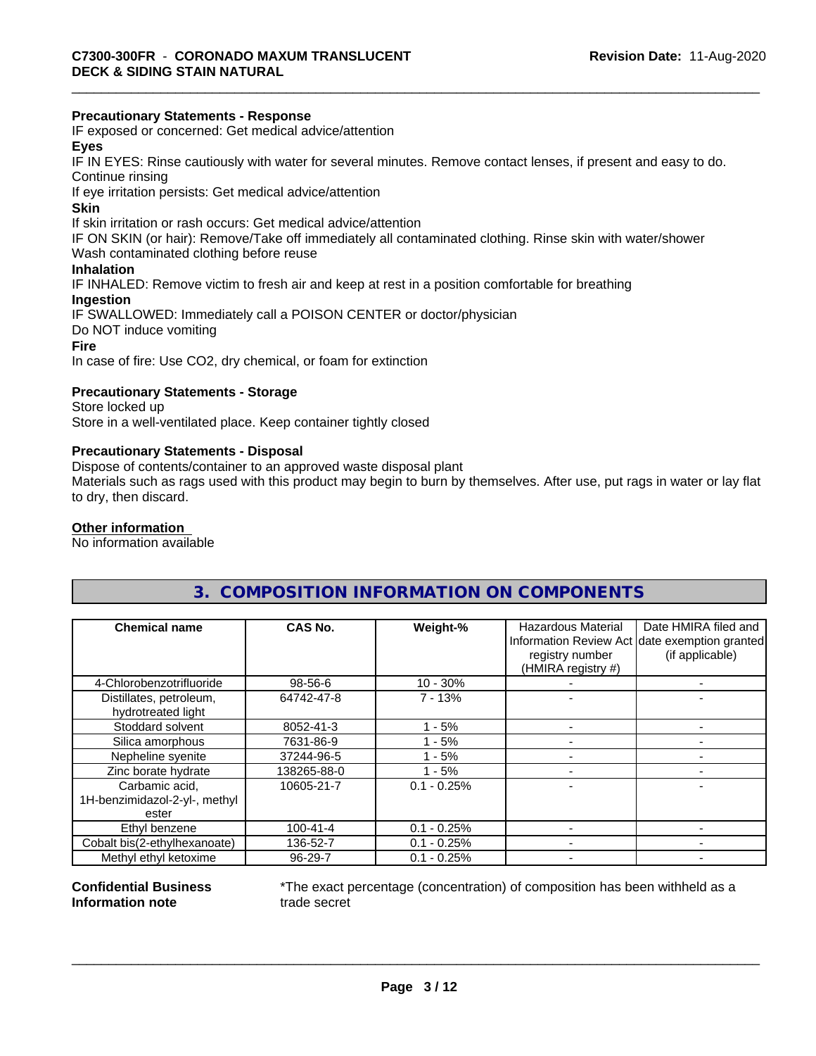**Precautionary Statements - Response**

IF exposed or concerned: Get medical advice/attention

**Eyes**

IF IN EYES: Rinse cautiously with water for several minutes. Remove contact lenses, if present and easy to do. Continue rinsing

If eye irritation persists: Get medical advice/attention

**Skin**

If skin irritation or rash occurs: Get medical advice/attention

IF ON SKIN (or hair): Remove/Take off immediately all contaminated clothing. Rinse skin with water/shower

Wash contaminated clothing before reuse

**Inhalation**

IF INHALED: Remove victim to fresh air and keep at rest in a position comfortable for breathing

**Ingestion**

IF SWALLOWED: Immediately call a POISON CENTER or doctor/physician

Do NOT induce vomiting

**Fire**

In case of fire: Use CO2, dry chemical, or foam for extinction

**Precautionary Statements - Storage**

Store locked up

Store in a well-ventilated place. Keep container tightly closed

**Precautionary Statements - Disposal**

Dispose of contents/container to an approved waste disposal plant

Materials such as rags used with this product may begin to burn by themselves. After use, put rags in water or lay flat to dry, then discard.

**Other information**

No information available

## 3. COMPOSITION INFORMATION ON COMPONENTS

| Chemical name | CAS No. | Weight-% | Hazardous Material Information Review Act registry number (HMIRA registry #) | Date HMIRA filed and date exemption granted (if applicable) |
|---|---|---|---|---|
| 4-Chlorobenzotrifluoride | 98-56-6 | 10 - 30% | - | - |
| Distillates, petroleum, hydrotreated light | 64742-47-8 | 7 - 13% | - | - |
| Stoddard solvent | 8052-41-3 | 1 - 5% | - | - |
| Silica amorphous | 7631-86-9 | 1 - 5% | - | - |
| Nepheline syenite | 37244-96-5 | 1 - 5% | - | - |
| Zinc borate hydrate | 138265-88-0 | 1 - 5% | - | - |
| Carbamic acid, 1H-benzimidazol-2-yl-, methyl ester | 10605-21-7 | 0.1 - 0.25% | - | - |
| Ethyl benzene | 100-41-4 | 0.1 - 0.25% | - | - |
| Cobalt bis(2-ethylhexanoate) | 136-52-7 | 0.1 - 0.25% | - | - |
| Methyl ethyl ketoxime | 96-29-7 | 0.1 - 0.25% | - | - |

**Confidential Business Information note**

*The exact percentage (concentration) of composition has been withheld as a trade secret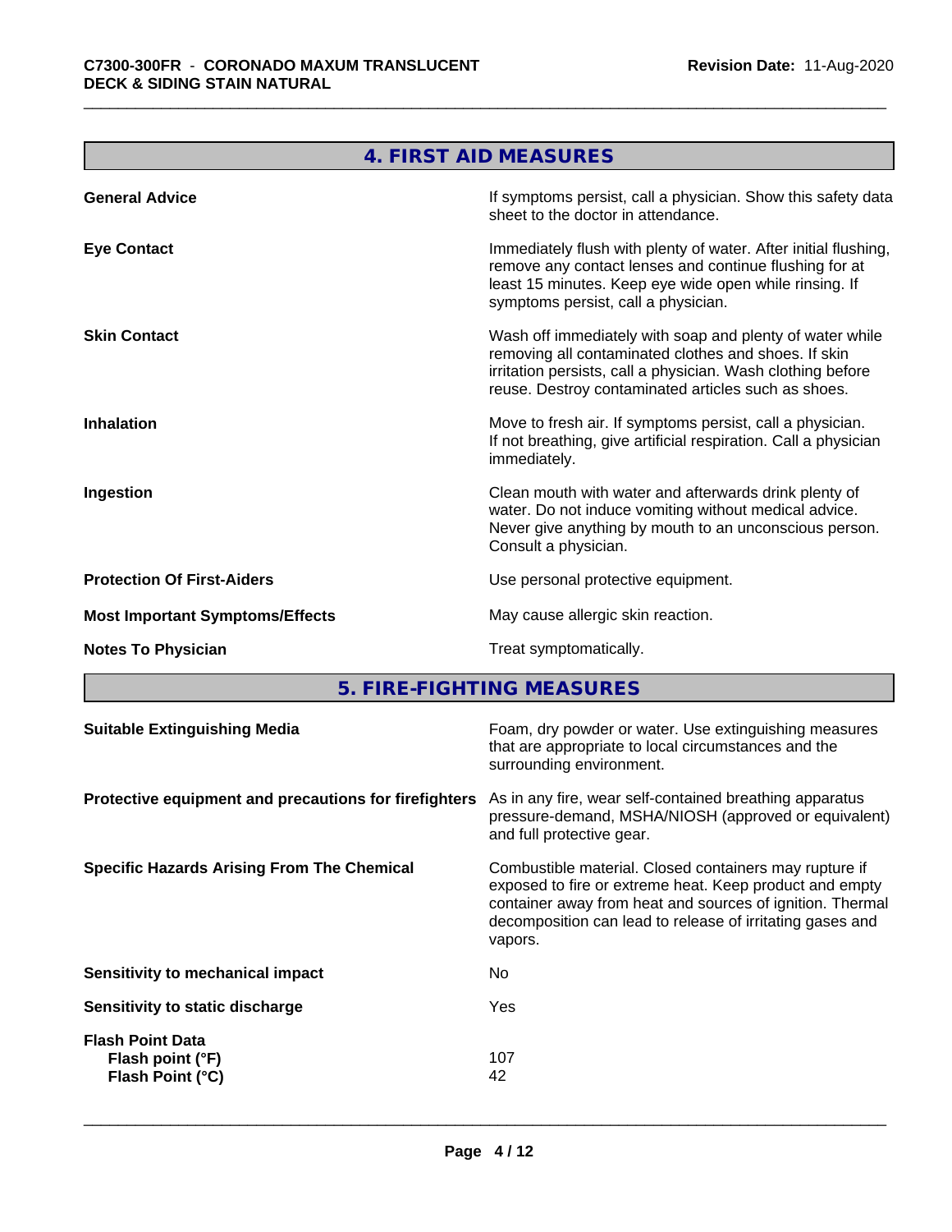## 4. FIRST AID MEASURES

| | |
|---|---|
| **General Advice** | If symptoms persist, call a physician. Show this safety data sheet to the doctor in attendance. |
| **Eye Contact** | Immediately flush with plenty of water. After initial flushing, remove any contact lenses and continue flushing for at least 15 minutes. Keep eye wide open while rinsing. If symptoms persist, call a physician. |
| **Skin Contact** | Wash off immediately with soap and plenty of water while removing all contaminated clothes and shoes. If skin irritation persists, call a physician. Wash clothing before reuse. Destroy contaminated articles such as shoes. |
| **Inhalation** | Move to fresh air. If symptoms persist, call a physician. If not breathing, give artificial respiration. Call a physician immediately. |
| **Ingestion** | Clean mouth with water and afterwards drink plenty of water. Do not induce vomiting without medical advice. Never give anything by mouth to an unconscious person. Consult a physician. |
| **Protection Of First-Aiders** | Use personal protective equipment. |
| **Most Important Symptoms/Effects** | May cause allergic skin reaction. |
| **Notes To Physician** | Treat symptomatically. |

## 5. FIRE-FIGHTING MEASURES

| | |
|---|---|
| **Suitable Extinguishing Media** | Foam, dry powder or water. Use extinguishing measures that are appropriate to local circumstances and the surrounding environment. |
| **Protective equipment and precautions for firefighters** | As in any fire, wear self-contained breathing apparatus pressure-demand, MSHA/NIOSH (approved or equivalent) and full protective gear. |
| **Specific Hazards Arising From The Chemical** | Combustible material. Closed containers may rupture if exposed to fire or extreme heat. Keep product and empty container away from heat and sources of ignition. Thermal decomposition can lead to release of irritating gases and vapors. |
| **Sensitivity to mechanical impact** | No |
| **Sensitivity to static discharge** | Yes |
| **Flash Point Data** | |
| **Flash point (°F)** | 107 |
| **Flash Point (°C)** | 42 |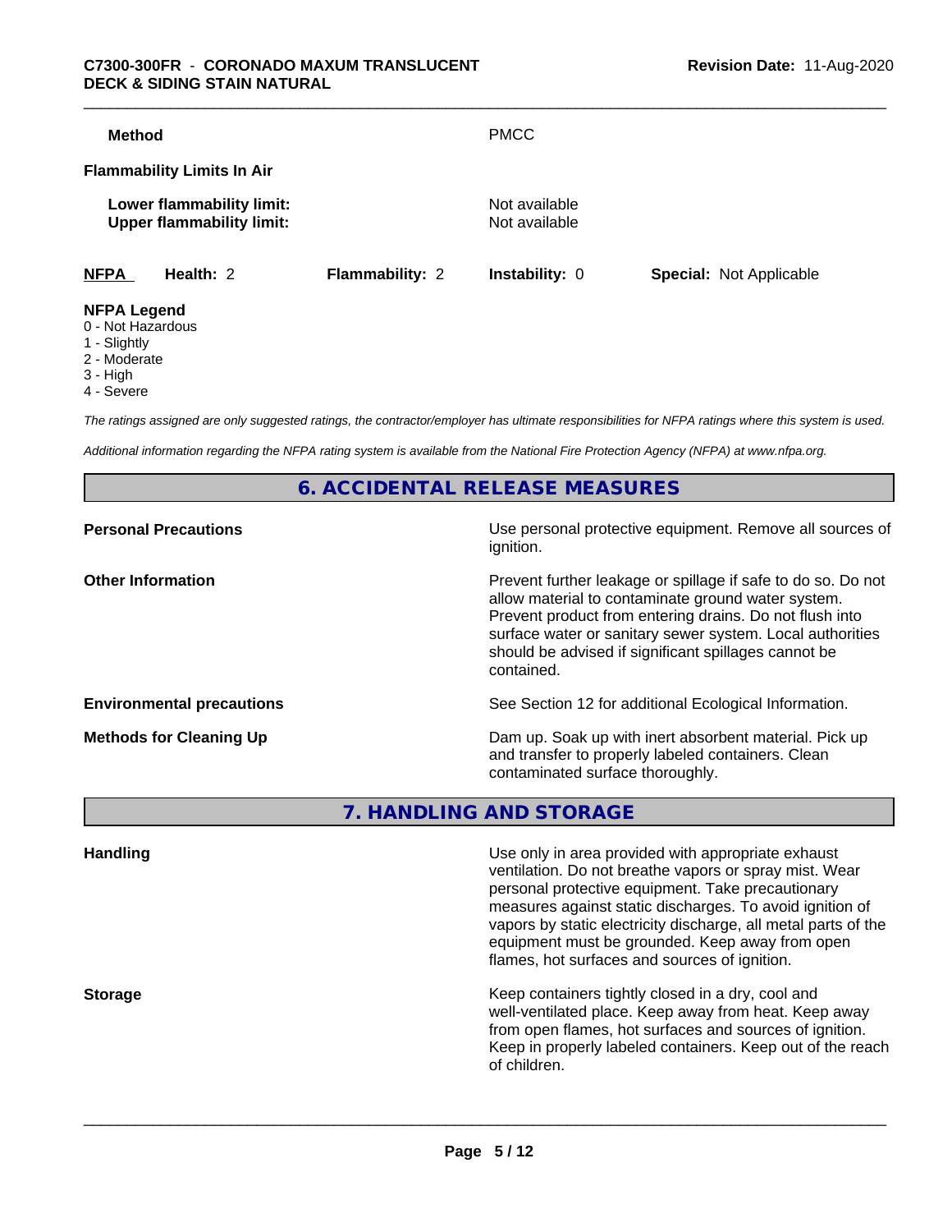| | |
|---|---|
| **Method** | PMCC |

**Flammability Limits In Air**

| | |
|---|---|
| **Lower flammability limit:** | Not available |
| **Upper flammability limit:** | Not available |

| **NFPA** | **Health:** 2 | **Flammability:** 2 | **Instability:** 0 | **Special:** Not Applicable |
|---|---|---|---|---|

**NFPA Legend**
- 0 - Not Hazardous
- 1 - Slightly
- 2 - Moderate
- 3 - High
- 4 - Severe

*The ratings assigned are only suggested ratings, the contractor/employer has ultimate responsibilities for NFPA ratings where this system is used.*

*Additional information regarding the NFPA rating system is available from the National Fire Protection Agency (NFPA) at www.nfpa.org.*

## 6. ACCIDENTAL RELEASE MEASURES

| | |
|---|---|
| **Personal Precautions** | Use personal protective equipment. Remove all sources of ignition. |
| **Other Information** | Prevent further leakage or spillage if safe to do so. Do not allow material to contaminate ground water system. Prevent product from entering drains. Do not flush into surface water or sanitary sewer system. Local authorities should be advised if significant spillages cannot be contained. |
| **Environmental precautions** | See Section 12 for additional Ecological Information. |
| **Methods for Cleaning Up** | Dam up. Soak up with inert absorbent material. Pick up and transfer to properly labeled containers. Clean contaminated surface thoroughly. |

## 7. HANDLING AND STORAGE

| | |
|---|---|
| **Handling** | Use only in area provided with appropriate exhaust ventilation. Do not breathe vapors or spray mist. Wear personal protective equipment. Take precautionary measures against static discharges. To avoid ignition of vapors by static electricity discharge, all metal parts of the equipment must be grounded. Keep away from open flames, hot surfaces and sources of ignition. |
| **Storage** | Keep containers tightly closed in a dry, cool and well-ventilated place. Keep away from heat. Keep away from open flames, hot surfaces and sources of ignition. Keep in properly labeled containers. Keep out of the reach of children. |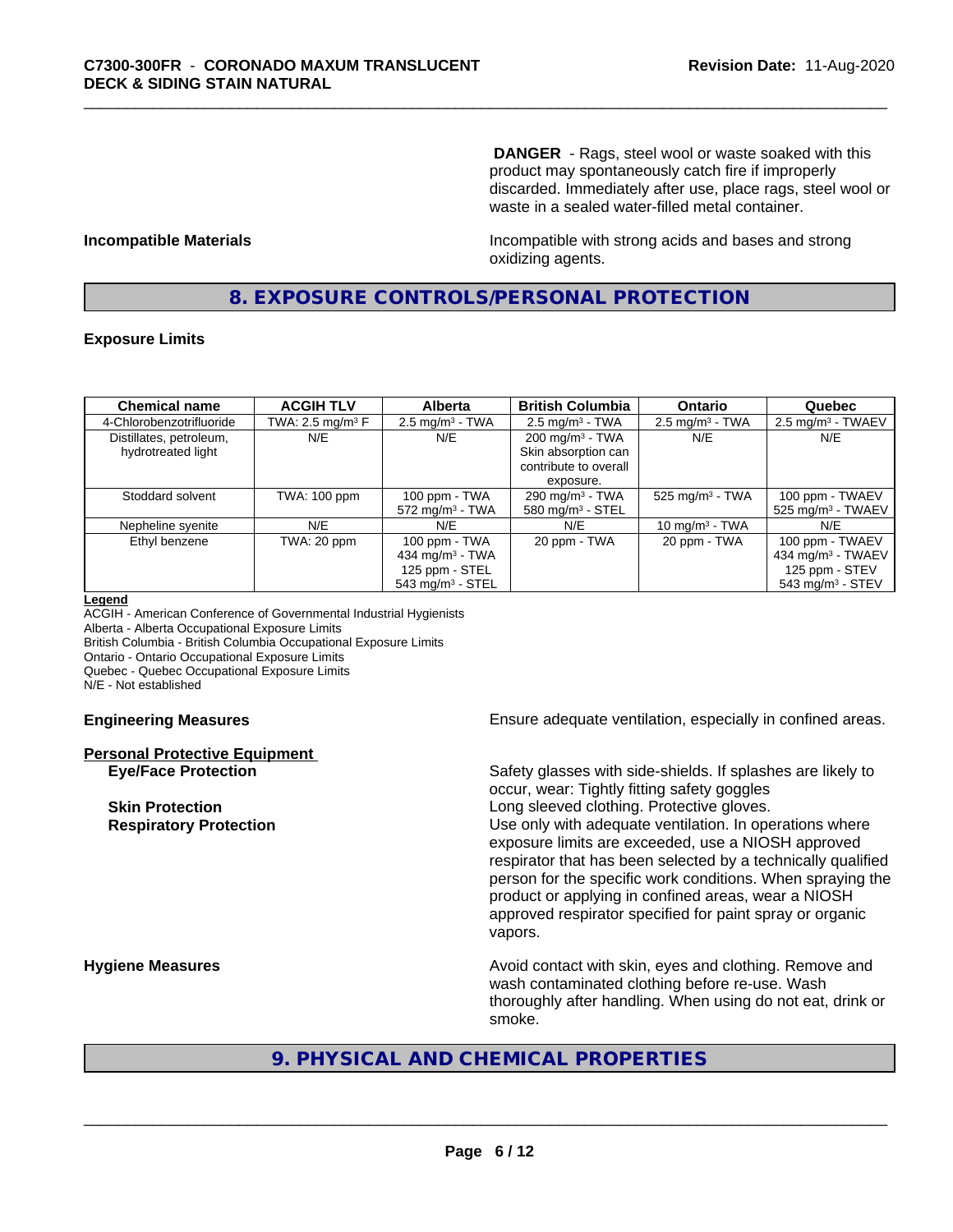**DANGER** - Rags, steel wool or waste soaked with this product may spontaneously catch fire if improperly discarded. Immediately after use, place rags, steel wool or waste in a sealed water-filled metal container.

**Incompatible Materials**

Incompatible with strong acids and bases and strong oxidizing agents.

## 8. EXPOSURE CONTROLS/PERSONAL PROTECTION

### Exposure Limits

| Chemical name | ACGIH TLV | Alberta | British Columbia | Ontario | Quebec |
|---|---|---|---|---|---|
| 4-Chlorobenzotrifluoride | TWA: 2.5 mg/m³ F | 2.5 mg/m³ - TWA | 2.5 mg/m³ - TWA | 2.5 mg/m³ - TWA | 2.5 mg/m³ - TWAEV |
| Distillates, petroleum, hydrotreated light | N/E | N/E | 200 mg/m³ - TWA Skin absorption can contribute to overall exposure. | N/E | N/E |
| Stoddard solvent | TWA: 100 ppm | 100 ppm - TWA 572 mg/m³ - TWA | 290 mg/m³ - TWA 580 mg/m³ - STEL | 525 mg/m³ - TWA | 100 ppm - TWAEV 525 mg/m³ - TWAEV |
| Nepheline syenite | N/E | N/E | N/E | 10 mg/m³ - TWA | N/E |
| Ethyl benzene | TWA: 20 ppm | 100 ppm - TWA 434 mg/m³ - TWA 125 ppm - STEL 543 mg/m³ - STEL | 20 ppm - TWA | 20 ppm - TWA | 100 ppm - TWAEV 434 mg/m³ - TWAEV 125 ppm - STEV 543 mg/m³ - STEV |

**Legend**

ACGIH - American Conference of Governmental Industrial Hygienists
Alberta - Alberta Occupational Exposure Limits
British Columbia - British Columbia Occupational Exposure Limits
Ontario - Ontario Occupational Exposure Limits
Quebec - Quebec Occupational Exposure Limits
N/E - Not established

**Engineering Measures**

Ensure adequate ventilation, especially in confined areas.

**Personal Protective Equipment**

**Eye/Face Protection**

Safety glasses with side-shields. If splashes are likely to occur, wear: Tightly fitting safety goggles

**Skin Protection**

Long sleeved clothing. Protective gloves.

**Respiratory Protection**

Use only with adequate ventilation. In operations where exposure limits are exceeded, use a NIOSH approved respirator that has been selected by a technically qualified person for the specific work conditions. When spraying the product or applying in confined areas, wear a NIOSH approved respirator specified for paint spray or organic vapors.

**Hygiene Measures**

Avoid contact with skin, eyes and clothing. Remove and wash contaminated clothing before re-use. Wash thoroughly after handling. When using do not eat, drink or smoke.

## 9. PHYSICAL AND CHEMICAL PROPERTIES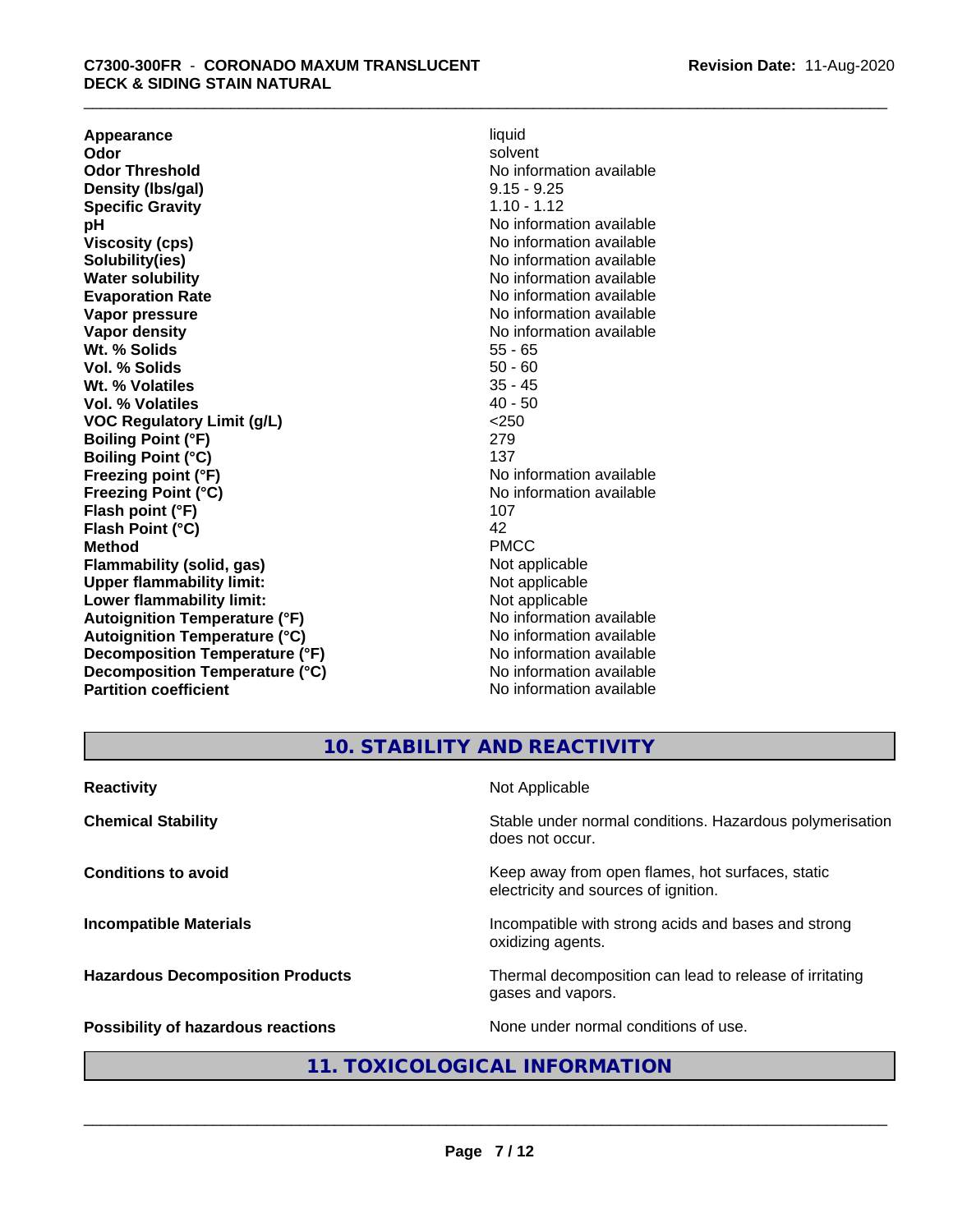| | |
|---|---|
| **Appearance** | liquid |
| **Odor** | solvent |
| **Odor Threshold** | No information available |
| **Density (lbs/gal)** | 9.15 - 9.25 |
| **Specific Gravity** | 1.10 - 1.12 |
| **pH** | No information available |
| **Viscosity (cps)** | No information available |
| **Solubility(ies)** | No information available |
| **Water solubility** | No information available |
| **Evaporation Rate** | No information available |
| **Vapor pressure** | No information available |
| **Vapor density** | No information available |
| **Wt. % Solids** | 55 - 65 |
| **Vol. % Solids** | 50 - 60 |
| **Wt. % Volatiles** | 35 - 45 |
| **Vol. % Volatiles** | 40 - 50 |
| **VOC Regulatory Limit (g/L)** | <250 |
| **Boiling Point (°F)** | 279 |
| **Boiling Point (°C)** | 137 |
| **Freezing point (°F)** | No information available |
| **Freezing Point (°C)** | No information available |
| **Flash point (°F)** | 107 |
| **Flash Point (°C)** | 42 |
| **Method** | PMCC |
| **Flammability (solid, gas)** | Not applicable |
| **Upper flammability limit:** | Not applicable |
| **Lower flammability limit:** | Not applicable |
| **Autoignition Temperature (°F)** | No information available |
| **Autoignition Temperature (°C)** | No information available |
| **Decomposition Temperature (°F)** | No information available |
| **Decomposition Temperature (°C)** | No information available |
| **Partition coefficient** | No information available |

## 10. STABILITY AND REACTIVITY

| | |
|---|---|
| **Reactivity** | Not Applicable |
| **Chemical Stability** | Stable under normal conditions. Hazardous polymerisation does not occur. |
| **Conditions to avoid** | Keep away from open flames, hot surfaces, static electricity and sources of ignition. |
| **Incompatible Materials** | Incompatible with strong acids and bases and strong oxidizing agents. |
| **Hazardous Decomposition Products** | Thermal decomposition can lead to release of irritating gases and vapors. |
| **Possibility of hazardous reactions** | None under normal conditions of use. |

## 11. TOXICOLOGICAL INFORMATION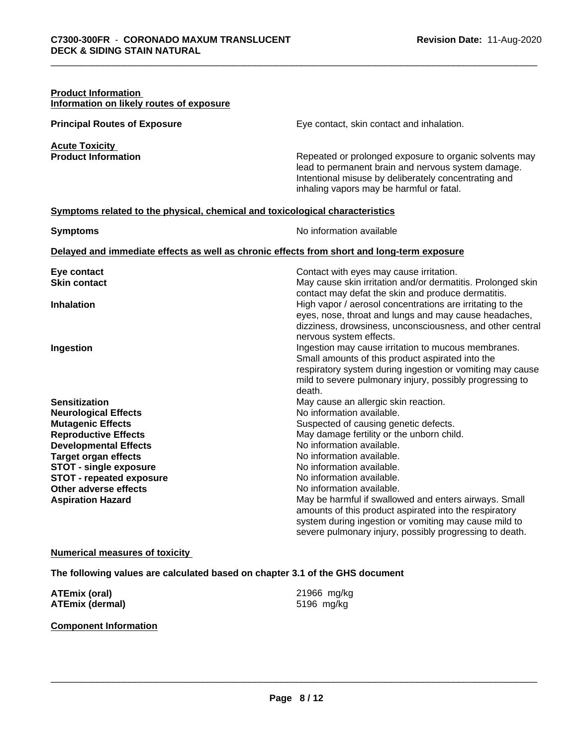**Product Information**
**Information on likely routes of exposure**

| | |
|---|---|
| **Principal Routes of Exposure** | Eye contact, skin contact and inhalation. |

**Acute Toxicity**

| | |
|---|---|
| **Product Information** | Repeated or prolonged exposure to organic solvents may lead to permanent brain and nervous system damage. Intentional misuse by deliberately concentrating and inhaling vapors may be harmful or fatal. |

**Symptoms related to the physical, chemical and toxicological characteristics**

| | |
|---|---|
| **Symptoms** | No information available |

**Delayed and immediate effects as well as chronic effects from short and long-term exposure**

| | |
|---|---|
| **Eye contact** | Contact with eyes may cause irritation. |
| **Skin contact** | May cause skin irritation and/or dermatitis. Prolonged skin contact may defat the skin and produce dermatitis. |
| **Inhalation** | High vapor / aerosol concentrations are irritating to the eyes, nose, throat and lungs and may cause headaches, dizziness, drowsiness, unconsciousness, and other central nervous system effects. |
| **Ingestion** | Ingestion may cause irritation to mucous membranes. Small amounts of this product aspirated into the respiratory system during ingestion or vomiting may cause mild to severe pulmonary injury, possibly progressing to death. |
| **Sensitization** | May cause an allergic skin reaction. |
| **Neurological Effects** | No information available. |
| **Mutagenic Effects** | Suspected of causing genetic defects. |
| **Reproductive Effects** | May damage fertility or the unborn child. |
| **Developmental Effects** | No information available. |
| **Target organ effects** | No information available. |
| **STOT - single exposure** | No information available. |
| **STOT - repeated exposure** | No information available. |
| **Other adverse effects** | No information available. |
| **Aspiration Hazard** | May be harmful if swallowed and enters airways. Small amounts of this product aspirated into the respiratory system during ingestion or vomiting may cause mild to severe pulmonary injury, possibly progressing to death. |

**Numerical measures of toxicity**

**The following values are calculated based on chapter 3.1 of the GHS document**

| | |
|---|---|
| **ATEmix (oral)** | 21966 mg/kg |
| **ATEmix (dermal)** | 5196 mg/kg |

**Component Information**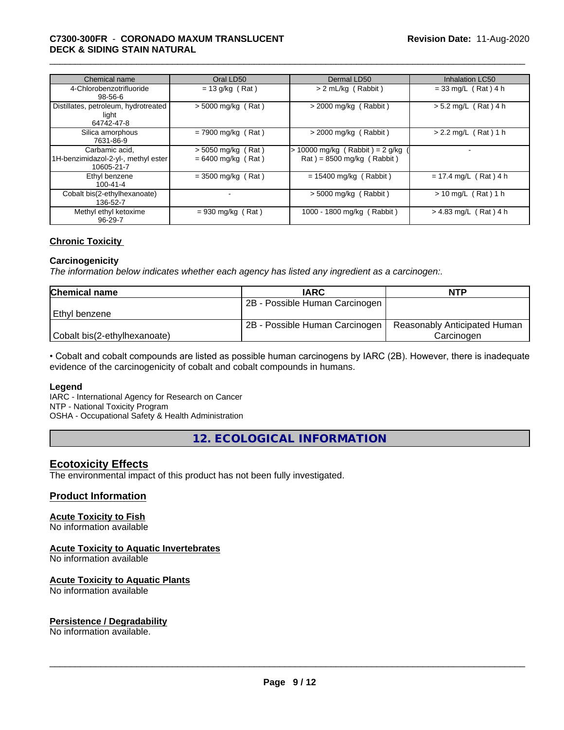| Chemical name | Oral LD50 | Dermal LD50 | Inhalation LC50 |
|---|---|---|---|
| 4-Chlorobenzotrifluoride<br>98-56-6 | = 13 g/kg ( Rat ) | > 2 mL/kg ( Rabbit ) | = 33 mg/L ( Rat ) 4 h |
| Distillates, petroleum, hydrotreated light<br>64742-47-8 | > 5000 mg/kg ( Rat ) | > 2000 mg/kg ( Rabbit ) | > 5.2 mg/L ( Rat ) 4 h |
| Silica amorphous<br>7631-86-9 | = 7900 mg/kg ( Rat ) | > 2000 mg/kg ( Rabbit ) | > 2.2 mg/L ( Rat ) 1 h |
| Carbamic acid, 1H-benzimidazol-2-yl-, methyl ester<br>10605-21-7 | > 5050 mg/kg ( Rat )<br>= 6400 mg/kg ( Rat ) | > 10000 mg/kg ( Rabbit ) = 2 g/kg ( Rat ) = 8500 mg/kg ( Rabbit ) | - |
| Ethyl benzene<br>100-41-4 | = 3500 mg/kg ( Rat ) | = 15400 mg/kg ( Rabbit ) | = 17.4 mg/L ( Rat ) 4 h |
| Cobalt bis(2-ethylhexanoate)<br>136-52-7 | - | > 5000 mg/kg ( Rabbit ) | > 10 mg/L ( Rat ) 1 h |
| Methyl ethyl ketoxime<br>96-29-7 | = 930 mg/kg ( Rat ) | 1000 - 1800 mg/kg ( Rabbit ) | > 4.83 mg/L ( Rat ) 4 h |

### Chronic Toxicity

**Carcinogenicity**

*The information below indicates whether each agency has listed any ingredient as a carcinogen:.*

| Chemical name | IARC | NTP |
|---|---|---|
| Ethyl benzene | 2B - Possible Human Carcinogen | |
| Cobalt bis(2-ethylhexanoate) | 2B - Possible Human Carcinogen | Reasonably Anticipated Human Carcinogen |

• Cobalt and cobalt compounds are listed as possible human carcinogens by IARC (2B). However, there is inadequate evidence of the carcinogenicity of cobalt and cobalt compounds in humans.

**Legend**

IARC - International Agency for Research on Cancer
NTP - National Toxicity Program
OSHA - Occupational Safety & Health Administration

## 12. ECOLOGICAL INFORMATION

### Ecotoxicity Effects

The environmental impact of this product has not been fully investigated.

### Product Information

#### Acute Toxicity to Fish

No information available

#### Acute Toxicity to Aquatic Invertebrates

No information available

#### Acute Toxicity to Aquatic Plants

No information available

#### Persistence / Degradability

No information available.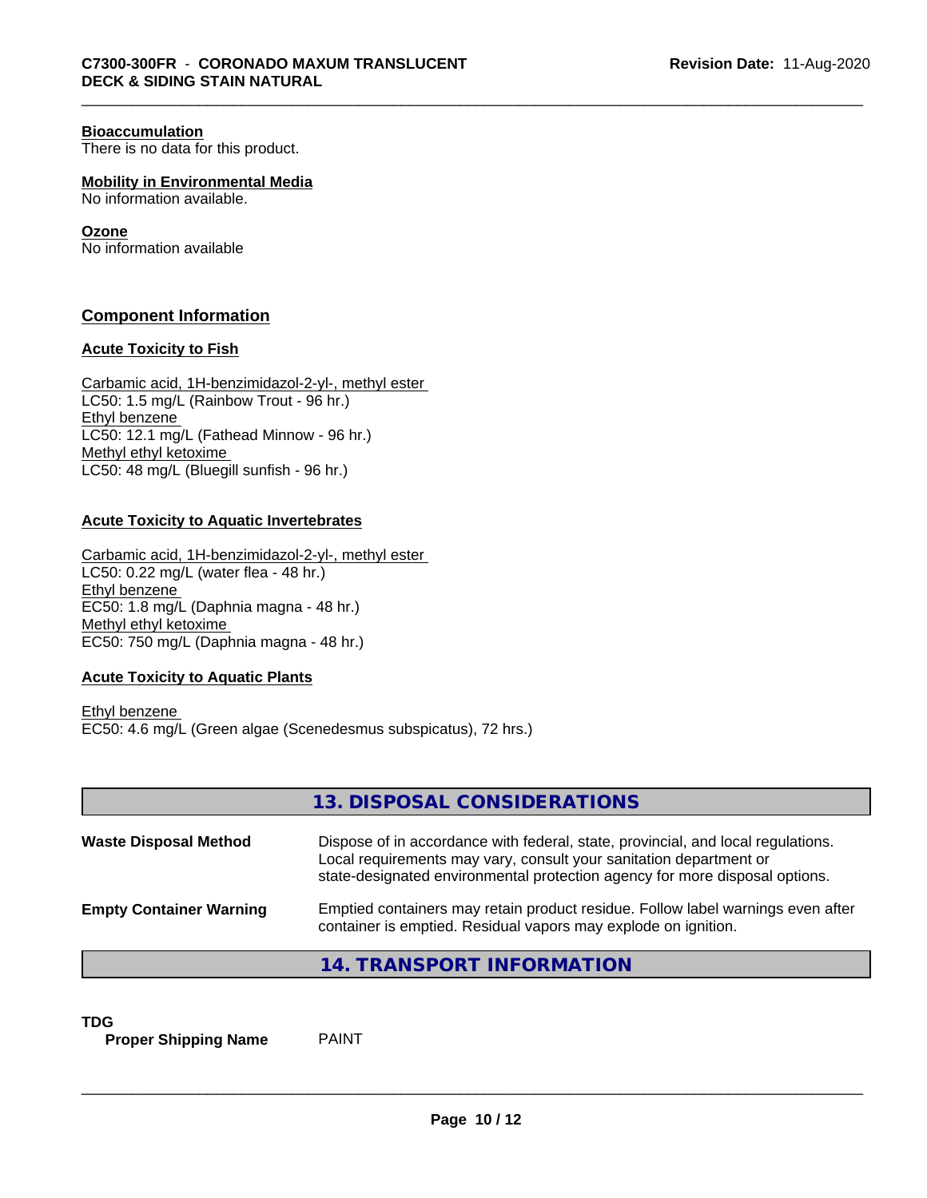**Bioaccumulation**
There is no data for this product.

**Mobility in Environmental Media**
No information available.

**Ozone**
No information available

## Component Information

### Acute Toxicity to Fish

Carbamic acid, 1H-benzimidazol-2-yl-, methyl ester
LC50: 1.5 mg/L (Rainbow Trout - 96 hr.)
Ethyl benzene
LC50: 12.1 mg/L (Fathead Minnow - 96 hr.)
Methyl ethyl ketoxime
LC50: 48 mg/L (Bluegill sunfish - 96 hr.)

### Acute Toxicity to Aquatic Invertebrates

Carbamic acid, 1H-benzimidazol-2-yl-, methyl ester
LC50: 0.22 mg/L (water flea - 48 hr.)
Ethyl benzene
EC50: 1.8 mg/L (Daphnia magna - 48 hr.)
Methyl ethyl ketoxime
EC50: 750 mg/L (Daphnia magna - 48 hr.)

### Acute Toxicity to Aquatic Plants

Ethyl benzene
EC50: 4.6 mg/L (Green algae (Scenedesmus subspicatus), 72 hrs.)

## 13. DISPOSAL CONSIDERATIONS

**Waste Disposal Method** — Dispose of in accordance with federal, state, provincial, and local regulations. Local requirements may vary, consult your sanitation department or state-designated environmental protection agency for more disposal options.

**Empty Container Warning** — Emptied containers may retain product residue. Follow label warnings even after container is emptied. Residual vapors may explode on ignition.

## 14. TRANSPORT INFORMATION

**TDG**
**Proper Shipping Name** PAINT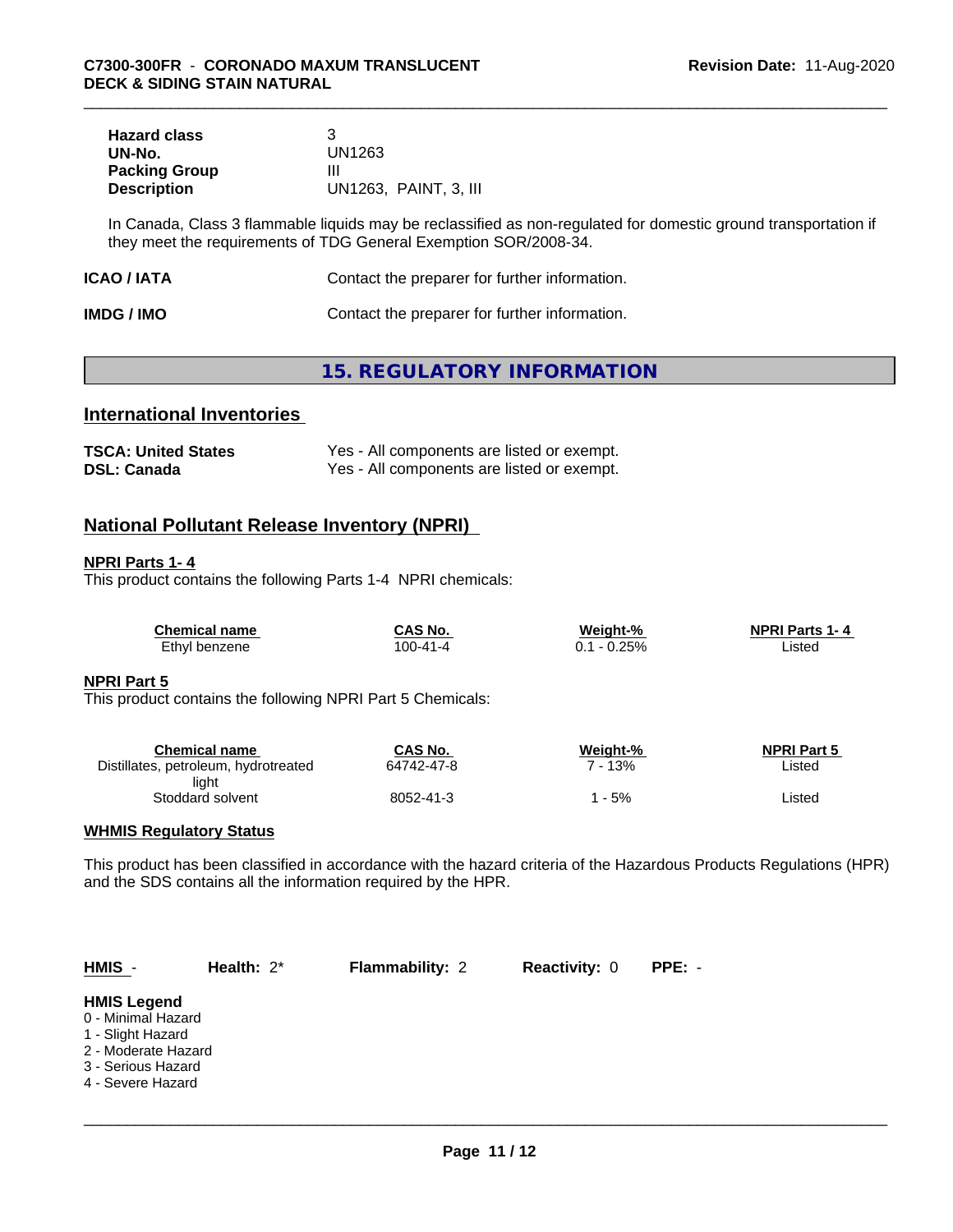| | |
|---|---|
| **Hazard class** | 3 |
| **UN-No.** | UN1263 |
| **Packing Group** | III |
| **Description** | UN1263, PAINT, 3, III |

In Canada, Class 3 flammable liquids may be reclassified as non-regulated for domestic ground transportation if they meet the requirements of TDG General Exemption SOR/2008-34.

**ICAO / IATA** Contact the preparer for further information.

**IMDG / IMO** Contact the preparer for further information.

# 15. REGULATORY INFORMATION

## International Inventories

| | |
|---|---|
| **TSCA: United States** | Yes - All components are listed or exempt. |
| **DSL: Canada** | Yes - All components are listed or exempt. |

## National Pollutant Release Inventory (NPRI)

**NPRI Parts 1- 4**

This product contains the following Parts 1-4 NPRI chemicals:

| Chemical name | CAS No. | Weight-% | NPRI Parts 1- 4 |
|---|---|---|---|
| Ethyl benzene | 100-41-4 | 0.1 - 0.25% | Listed |

**NPRI Part 5**

This product contains the following NPRI Part 5 Chemicals:

| Chemical name | CAS No. | Weight-% | NPRI Part 5 |
|---|---|---|---|
| Distillates, petroleum, hydrotreated light | 64742-47-8 | 7 - 13% | Listed |
| Stoddard solvent | 8052-41-3 | 1 - 5% | Listed |

**WHMIS Regulatory Status**

This product has been classified in accordance with the hazard criteria of the Hazardous Products Regulations (HPR) and the SDS contains all the information required by the HPR.

| HMIS - | Health: 2* | Flammability: 2 | Reactivity: 0 | PPE: - |
|---|---|---|---|---|

**HMIS Legend**

0 - Minimal Hazard
1 - Slight Hazard
2 - Moderate Hazard
3 - Serious Hazard
4 - Severe Hazard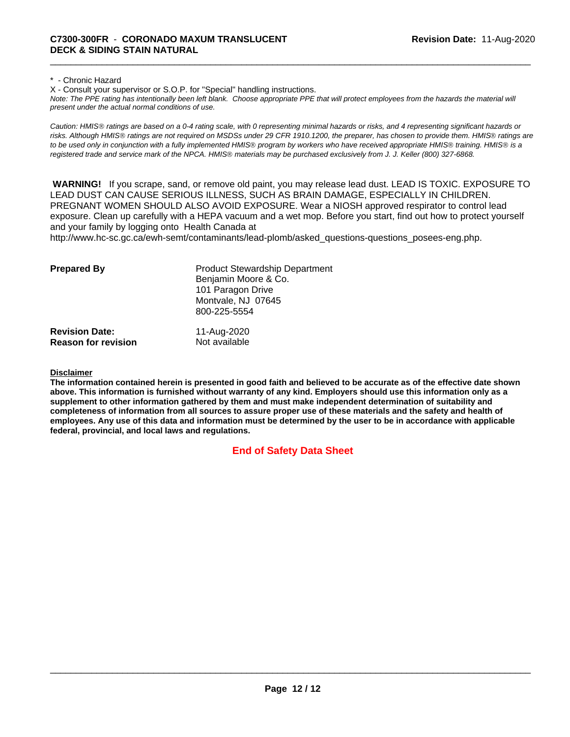\* - Chronic Hazard

X - Consult your supervisor or S.O.P. for "Special" handling instructions.

*Note: The PPE rating has intentionally been left blank. Choose appropriate PPE that will protect employees from the hazards the material will present under the actual normal conditions of use.*

*Caution: HMIS® ratings are based on a 0-4 rating scale, with 0 representing minimal hazards or risks, and 4 representing significant hazards or risks. Although HMIS® ratings are not required on MSDSs under 29 CFR 1910.1200, the preparer, has chosen to provide them. HMIS® ratings are to be used only in conjunction with a fully implemented HMIS® program by workers who have received appropriate HMIS® training. HMIS® is a registered trade and service mark of the NPCA. HMIS® materials may be purchased exclusively from J. J. Keller (800) 327-6868.*

**WARNING!** If you scrape, sand, or remove old paint, you may release lead dust. LEAD IS TOXIC. EXPOSURE TO LEAD DUST CAN CAUSE SERIOUS ILLNESS, SUCH AS BRAIN DAMAGE, ESPECIALLY IN CHILDREN. PREGNANT WOMEN SHOULD ALSO AVOID EXPOSURE. Wear a NIOSH approved respirator to control lead exposure. Clean up carefully with a HEPA vacuum and a wet mop. Before you start, find out how to protect yourself and your family by logging onto Health Canada at http://www.hc-sc.gc.ca/ewh-semt/contaminants/lead-plomb/asked_questions-questions_posees-eng.php.

| | |
|---|---|
| **Prepared By** | Product Stewardship Department<br>Benjamin Moore & Co.<br>101 Paragon Drive<br>Montvale, NJ 07645<br>800-225-5554 |
| **Revision Date:** | 11-Aug-2020 |
| **Reason for revision** | Not available |

**Disclaimer**

**The information contained herein is presented in good faith and believed to be accurate as of the effective date shown above. This information is furnished without warranty of any kind. Employers should use this information only as a supplement to other information gathered by them and must make independent determination of suitability and completeness of information from all sources to assure proper use of these materials and the safety and health of employees. Any use of this data and information must be determined by the user to be in accordance with applicable federal, provincial, and local laws and regulations.**

**End of Safety Data Sheet**